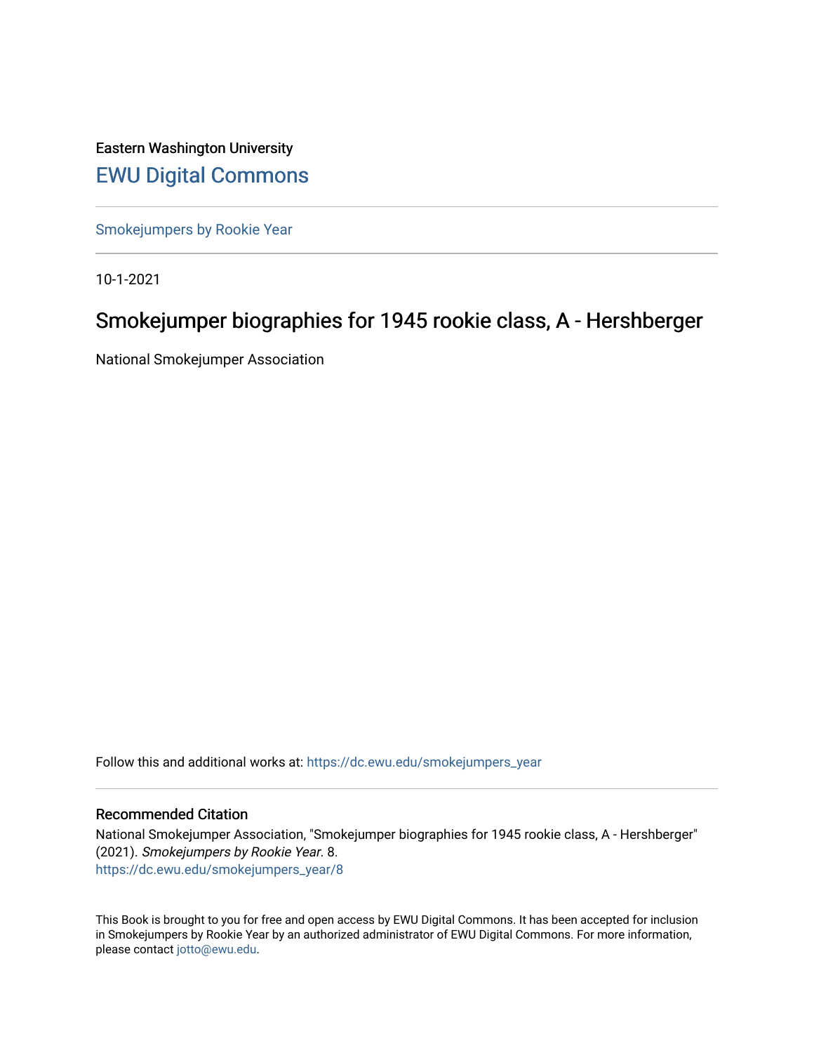Eastern Washington University

[EWU Digital Commons](https://dc.ewu.edu/)

[Smokejumpers by Rookie Year](https://dc.ewu.edu/smokejumpers_year)

10-1-2021

# Smokejumper biographies for 1945 rookie class, A - Hershberger

National Smokejumper Association

Follow this and additional works at: https://dc.ewu.edu/smokejumpers_year

## Recommended Citation

National Smokejumper Association, "Smokejumper biographies for 1945 rookie class, A - Hershberger" (2021). *Smokejumpers by Rookie Year*. 8.
https://dc.ewu.edu/smokejumpers_year/8

This Book is brought to you for free and open access by EWU Digital Commons. It has been accepted for inclusion in Smokejumpers by Rookie Year by an authorized administrator of EWU Digital Commons. For more information, please contact jotto@ewu.edu.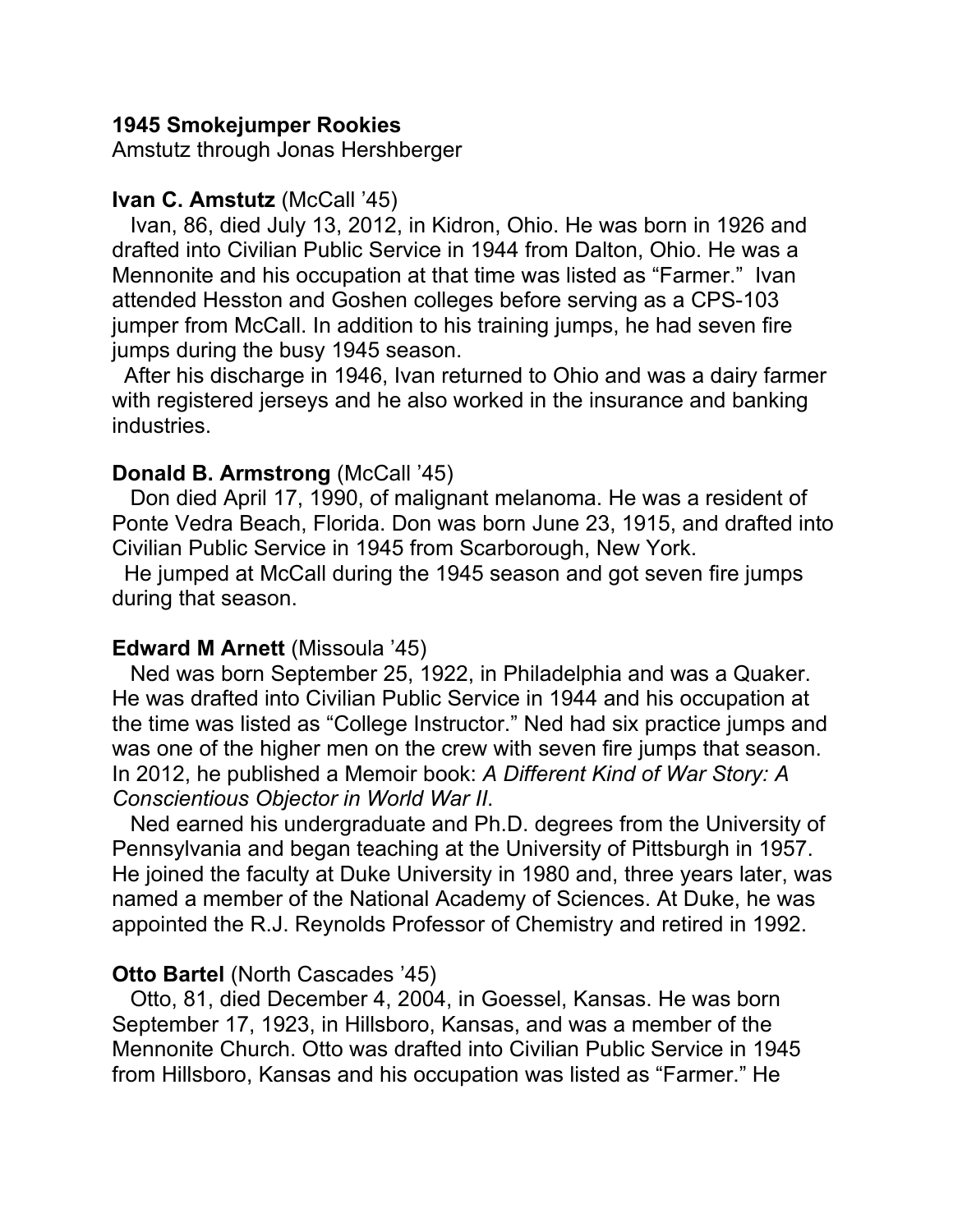**1945 Smokejumper Rookies**
Amstutz through Jonas Hershberger

**Ivan C. Amstutz** (McCall '45)

Ivan, 86, died July 13, 2012, in Kidron, Ohio. He was born in 1926 and drafted into Civilian Public Service in 1944 from Dalton, Ohio. He was a Mennonite and his occupation at that time was listed as "Farmer." Ivan attended Hesston and Goshen colleges before serving as a CPS-103 jumper from McCall. In addition to his training jumps, he had seven fire jumps during the busy 1945 season.

After his discharge in 1946, Ivan returned to Ohio and was a dairy farmer with registered jerseys and he also worked in the insurance and banking industries.

**Donald B. Armstrong** (McCall '45)

Don died April 17, 1990, of malignant melanoma. He was a resident of Ponte Vedra Beach, Florida. Don was born June 23, 1915, and drafted into Civilian Public Service in 1945 from Scarborough, New York.

He jumped at McCall during the 1945 season and got seven fire jumps during that season.

**Edward M Arnett** (Missoula '45)

Ned was born September 25, 1922, in Philadelphia and was a Quaker. He was drafted into Civilian Public Service in 1944 and his occupation at the time was listed as "College Instructor." Ned had six practice jumps and was one of the higher men on the crew with seven fire jumps that season. In 2012, he published a Memoir book: *A Different Kind of War Story: A Conscientious Objector in World War II*.

Ned earned his undergraduate and Ph.D. degrees from the University of Pennsylvania and began teaching at the University of Pittsburgh in 1957. He joined the faculty at Duke University in 1980 and, three years later, was named a member of the National Academy of Sciences. At Duke, he was appointed the R.J. Reynolds Professor of Chemistry and retired in 1992.

**Otto Bartel** (North Cascades '45)

Otto, 81, died December 4, 2004, in Goessel, Kansas. He was born September 17, 1923, in Hillsboro, Kansas, and was a member of the Mennonite Church. Otto was drafted into Civilian Public Service in 1945 from Hillsboro, Kansas and his occupation was listed as "Farmer." He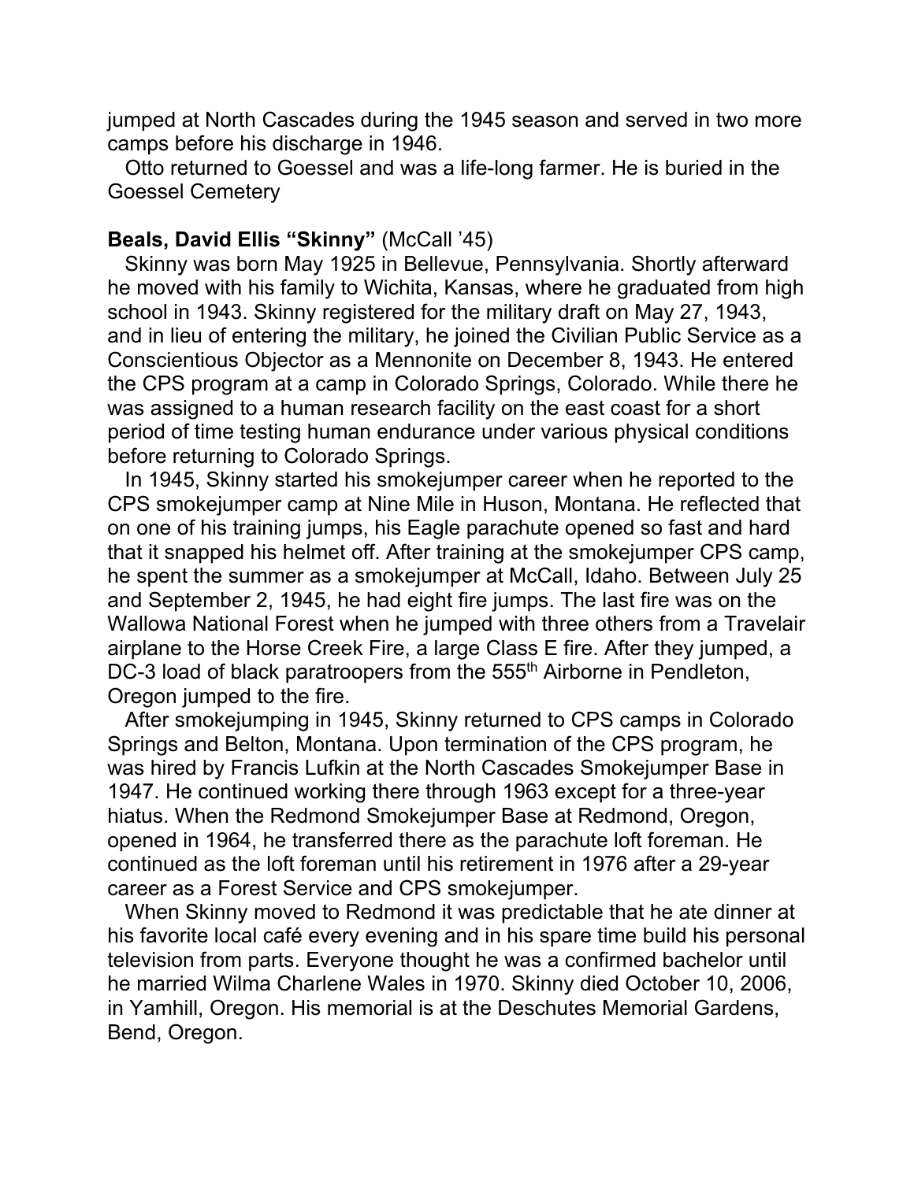jumped at North Cascades during the 1945 season and served in two more camps before his discharge in 1946.

Otto returned to Goessel and was a life-long farmer. He is buried in the Goessel Cemetery

**Beals, David Ellis "Skinny"** (McCall '45)

Skinny was born May 1925 in Bellevue, Pennsylvania. Shortly afterward he moved with his family to Wichita, Kansas, where he graduated from high school in 1943. Skinny registered for the military draft on May 27, 1943, and in lieu of entering the military, he joined the Civilian Public Service as a Conscientious Objector as a Mennonite on December 8, 1943. He entered the CPS program at a camp in Colorado Springs, Colorado. While there he was assigned to a human research facility on the east coast for a short period of time testing human endurance under various physical conditions before returning to Colorado Springs.

In 1945, Skinny started his smokejumper career when he reported to the CPS smokejumper camp at Nine Mile in Huson, Montana. He reflected that on one of his training jumps, his Eagle parachute opened so fast and hard that it snapped his helmet off. After training at the smokejumper CPS camp, he spent the summer as a smokejumper at McCall, Idaho. Between July 25 and September 2, 1945, he had eight fire jumps. The last fire was on the Wallowa National Forest when he jumped with three others from a Travelair airplane to the Horse Creek Fire, a large Class E fire. After they jumped, a DC-3 load of black paratroopers from the 555th Airborne in Pendleton, Oregon jumped to the fire.

After smokejumping in 1945, Skinny returned to CPS camps in Colorado Springs and Belton, Montana. Upon termination of the CPS program, he was hired by Francis Lufkin at the North Cascades Smokejumper Base in 1947. He continued working there through 1963 except for a three-year hiatus. When the Redmond Smokejumper Base at Redmond, Oregon, opened in 1964, he transferred there as the parachute loft foreman. He continued as the loft foreman until his retirement in 1976 after a 29-year career as a Forest Service and CPS smokejumper.

When Skinny moved to Redmond it was predictable that he ate dinner at his favorite local café every evening and in his spare time build his personal television from parts. Everyone thought he was a confirmed bachelor until he married Wilma Charlene Wales in 1970. Skinny died October 10, 2006, in Yamhill, Oregon. His memorial is at the Deschutes Memorial Gardens, Bend, Oregon.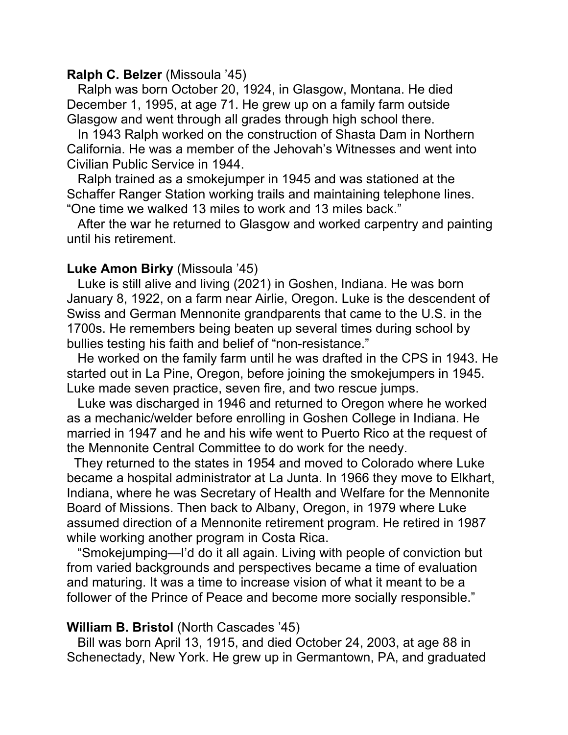**Ralph C. Belzer** (Missoula '45)

Ralph was born October 20, 1924, in Glasgow, Montana. He died December 1, 1995, at age 71. He grew up on a family farm outside Glasgow and went through all grades through high school there.

In 1943 Ralph worked on the construction of Shasta Dam in Northern California. He was a member of the Jehovah's Witnesses and went into Civilian Public Service in 1944.

Ralph trained as a smokejumper in 1945 and was stationed at the Schaffer Ranger Station working trails and maintaining telephone lines. "One time we walked 13 miles to work and 13 miles back."

After the war he returned to Glasgow and worked carpentry and painting until his retirement.

**Luke Amon Birky** (Missoula '45)

Luke is still alive and living (2021) in Goshen, Indiana. He was born January 8, 1922, on a farm near Airlie, Oregon. Luke is the descendent of Swiss and German Mennonite grandparents that came to the U.S. in the 1700s. He remembers being beaten up several times during school by bullies testing his faith and belief of "non-resistance."

He worked on the family farm until he was drafted in the CPS in 1943. He started out in La Pine, Oregon, before joining the smokejumpers in 1945. Luke made seven practice, seven fire, and two rescue jumps.

Luke was discharged in 1946 and returned to Oregon where he worked as a mechanic/welder before enrolling in Goshen College in Indiana. He married in 1947 and he and his wife went to Puerto Rico at the request of the Mennonite Central Committee to do work for the needy.

They returned to the states in 1954 and moved to Colorado where Luke became a hospital administrator at La Junta. In 1966 they move to Elkhart, Indiana, where he was Secretary of Health and Welfare for the Mennonite Board of Missions. Then back to Albany, Oregon, in 1979 where Luke assumed direction of a Mennonite retirement program. He retired in 1987 while working another program in Costa Rica.

"Smokejumping—I'd do it all again. Living with people of conviction but from varied backgrounds and perspectives became a time of evaluation and maturing. It was a time to increase vision of what it meant to be a follower of the Prince of Peace and become more socially responsible."

**William B. Bristol** (North Cascades '45)

Bill was born April 13, 1915, and died October 24, 2003, at age 88 in Schenectady, New York. He grew up in Germantown, PA, and graduated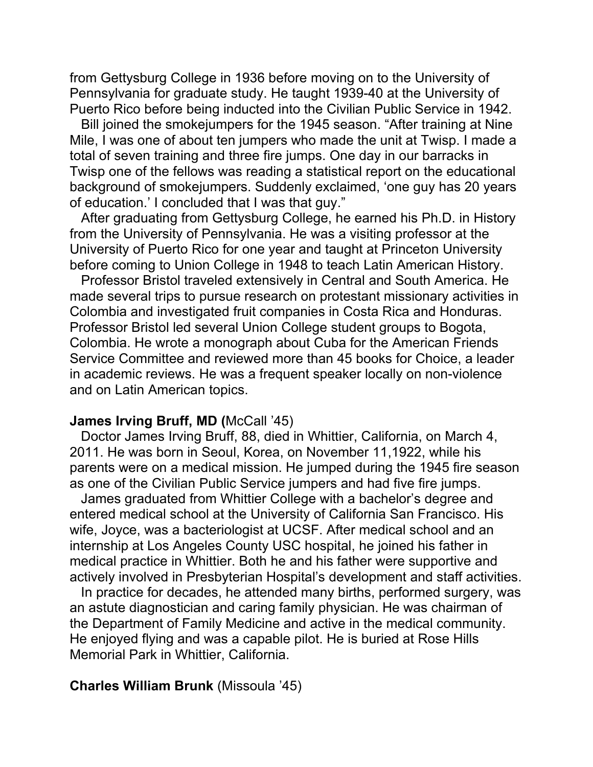from Gettysburg College in 1936 before moving on to the University of Pennsylvania for graduate study. He taught 1939-40 at the University of Puerto Rico before being inducted into the Civilian Public Service in 1942.

Bill joined the smokejumpers for the 1945 season. "After training at Nine Mile, I was one of about ten jumpers who made the unit at Twisp. I made a total of seven training and three fire jumps. One day in our barracks in Twisp one of the fellows was reading a statistical report on the educational background of smokejumpers. Suddenly exclaimed, 'one guy has 20 years of education.' I concluded that I was that guy."

After graduating from Gettysburg College, he earned his Ph.D. in History from the University of Pennsylvania. He was a visiting professor at the University of Puerto Rico for one year and taught at Princeton University before coming to Union College in 1948 to teach Latin American History.

Professor Bristol traveled extensively in Central and South America. He made several trips to pursue research on protestant missionary activities in Colombia and investigated fruit companies in Costa Rica and Honduras. Professor Bristol led several Union College student groups to Bogota, Colombia. He wrote a monograph about Cuba for the American Friends Service Committee and reviewed more than 45 books for Choice, a leader in academic reviews. He was a frequent speaker locally on non-violence and on Latin American topics.

**James Irving Bruff, MD (**McCall '45)

Doctor James Irving Bruff, 88, died in Whittier, California, on March 4, 2011. He was born in Seoul, Korea, on November 11,1922, while his parents were on a medical mission. He jumped during the 1945 fire season as one of the Civilian Public Service jumpers and had five fire jumps.

James graduated from Whittier College with a bachelor's degree and entered medical school at the University of California San Francisco. His wife, Joyce, was a bacteriologist at UCSF. After medical school and an internship at Los Angeles County USC hospital, he joined his father in medical practice in Whittier. Both he and his father were supportive and actively involved in Presbyterian Hospital's development and staff activities.

In practice for decades, he attended many births, performed surgery, was an astute diagnostician and caring family physician. He was chairman of the Department of Family Medicine and active in the medical community. He enjoyed flying and was a capable pilot. He is buried at Rose Hills Memorial Park in Whittier, California.

**Charles William Brunk** (Missoula '45)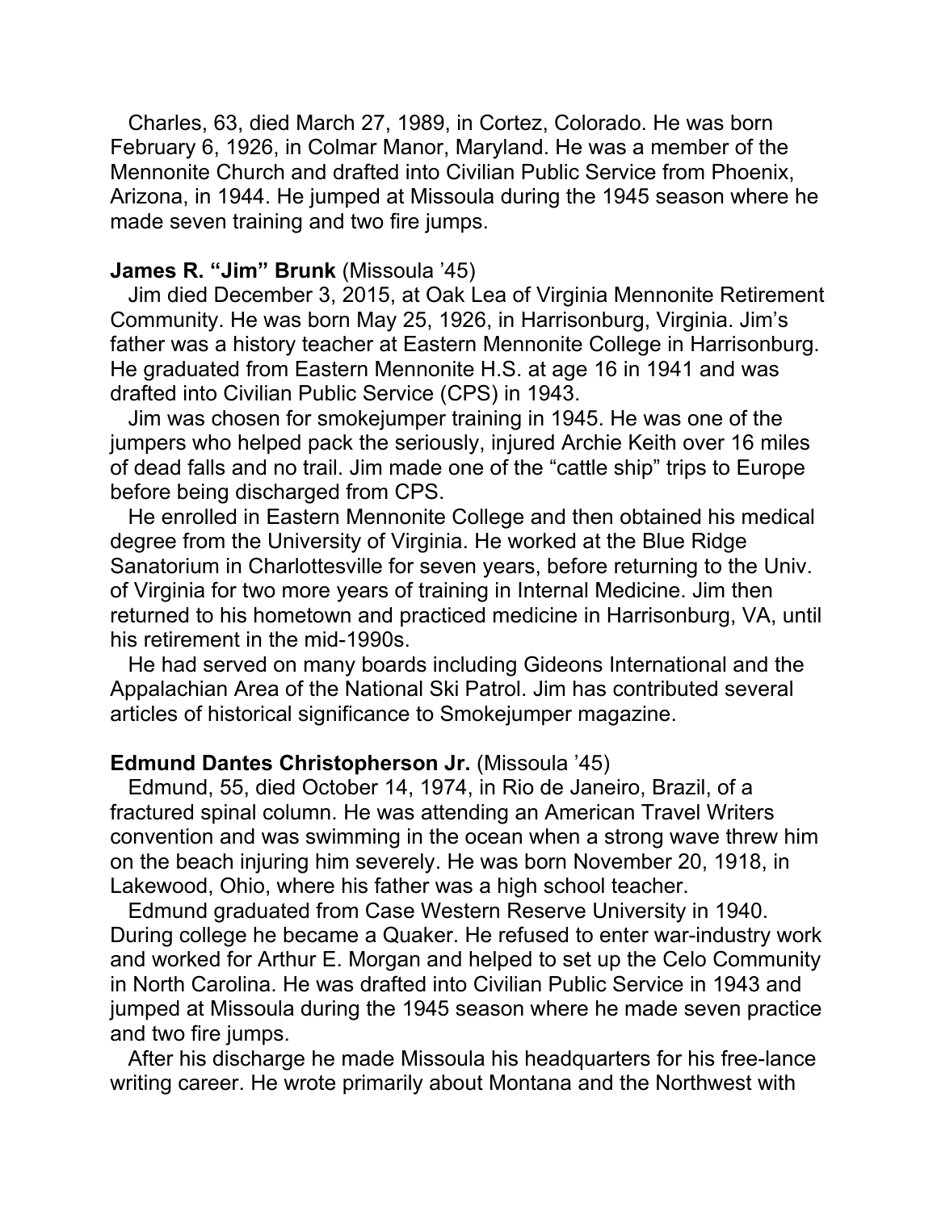Charles, 63, died March 27, 1989, in Cortez, Colorado. He was born February 6, 1926, in Colmar Manor, Maryland. He was a member of the Mennonite Church and drafted into Civilian Public Service from Phoenix, Arizona, in 1944. He jumped at Missoula during the 1945 season where he made seven training and two fire jumps.

**James R. "Jim" Brunk** (Missoula '45)

Jim died December 3, 2015, at Oak Lea of Virginia Mennonite Retirement Community. He was born May 25, 1926, in Harrisonburg, Virginia. Jim's father was a history teacher at Eastern Mennonite College in Harrisonburg. He graduated from Eastern Mennonite H.S. at age 16 in 1941 and was drafted into Civilian Public Service (CPS) in 1943.

Jim was chosen for smokejumper training in 1945. He was one of the jumpers who helped pack the seriously, injured Archie Keith over 16 miles of dead falls and no trail. Jim made one of the "cattle ship" trips to Europe before being discharged from CPS.

He enrolled in Eastern Mennonite College and then obtained his medical degree from the University of Virginia. He worked at the Blue Ridge Sanatorium in Charlottesville for seven years, before returning to the Univ. of Virginia for two more years of training in Internal Medicine. Jim then returned to his hometown and practiced medicine in Harrisonburg, VA, until his retirement in the mid-1990s.

He had served on many boards including Gideons International and the Appalachian Area of the National Ski Patrol. Jim has contributed several articles of historical significance to Smokejumper magazine.

**Edmund Dantes Christopherson Jr.** (Missoula '45)

Edmund, 55, died October 14, 1974, in Rio de Janeiro, Brazil, of a fractured spinal column. He was attending an American Travel Writers convention and was swimming in the ocean when a strong wave threw him on the beach injuring him severely. He was born November 20, 1918, in Lakewood, Ohio, where his father was a high school teacher.

Edmund graduated from Case Western Reserve University in 1940. During college he became a Quaker. He refused to enter war-industry work and worked for Arthur E. Morgan and helped to set up the Celo Community in North Carolina. He was drafted into Civilian Public Service in 1943 and jumped at Missoula during the 1945 season where he made seven practice and two fire jumps.

After his discharge he made Missoula his headquarters for his free-lance writing career. He wrote primarily about Montana and the Northwest with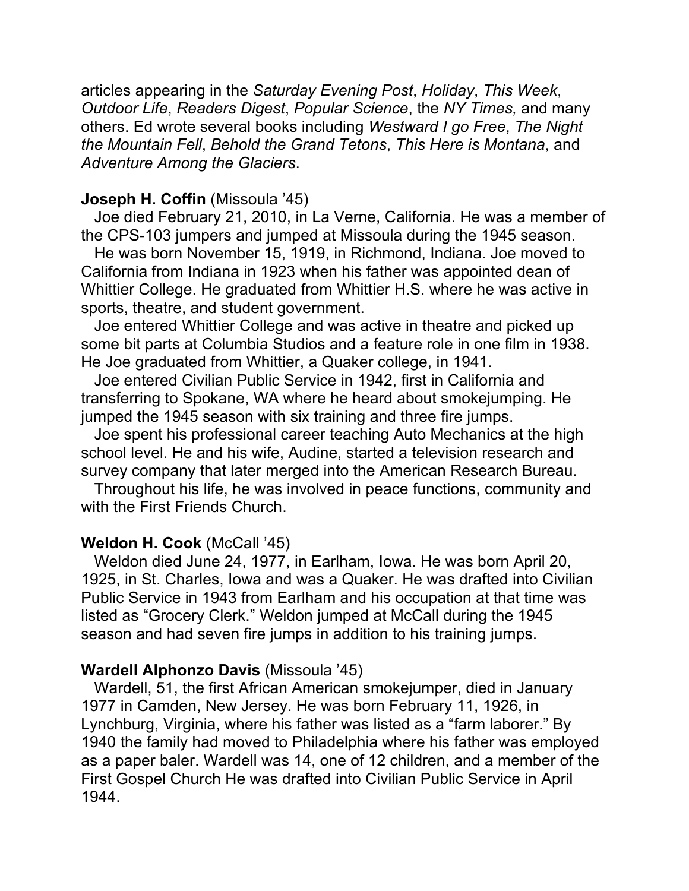articles appearing in the *Saturday Evening Post*, *Holiday*, *This Week*, *Outdoor Life*, *Readers Digest*, *Popular Science*, the *NY Times,* and many others. Ed wrote several books including *Westward I go Free*, *The Night the Mountain Fell*, *Behold the Grand Tetons*, *This Here is Montana*, and *Adventure Among the Glaciers*.

**Joseph H. Coffin** (Missoula '45)

Joe died February 21, 2010, in La Verne, California. He was a member of the CPS-103 jumpers and jumped at Missoula during the 1945 season.

He was born November 15, 1919, in Richmond, Indiana. Joe moved to California from Indiana in 1923 when his father was appointed dean of Whittier College. He graduated from Whittier H.S. where he was active in sports, theatre, and student government.

Joe entered Whittier College and was active in theatre and picked up some bit parts at Columbia Studios and a feature role in one film in 1938. He Joe graduated from Whittier, a Quaker college, in 1941.

Joe entered Civilian Public Service in 1942, first in California and transferring to Spokane, WA where he heard about smokejumping. He jumped the 1945 season with six training and three fire jumps.

Joe spent his professional career teaching Auto Mechanics at the high school level. He and his wife, Audine, started a television research and survey company that later merged into the American Research Bureau.

Throughout his life, he was involved in peace functions, community and with the First Friends Church.

**Weldon H. Cook** (McCall '45)

Weldon died June 24, 1977, in Earlham, Iowa. He was born April 20, 1925, in St. Charles, Iowa and was a Quaker. He was drafted into Civilian Public Service in 1943 from Earlham and his occupation at that time was listed as "Grocery Clerk." Weldon jumped at McCall during the 1945 season and had seven fire jumps in addition to his training jumps.

**Wardell Alphonzo Davis** (Missoula '45)

Wardell, 51, the first African American smokejumper, died in January 1977 in Camden, New Jersey. He was born February 11, 1926, in Lynchburg, Virginia, where his father was listed as a "farm laborer." By 1940 the family had moved to Philadelphia where his father was employed as a paper baler. Wardell was 14, one of 12 children, and a member of the First Gospel Church He was drafted into Civilian Public Service in April 1944.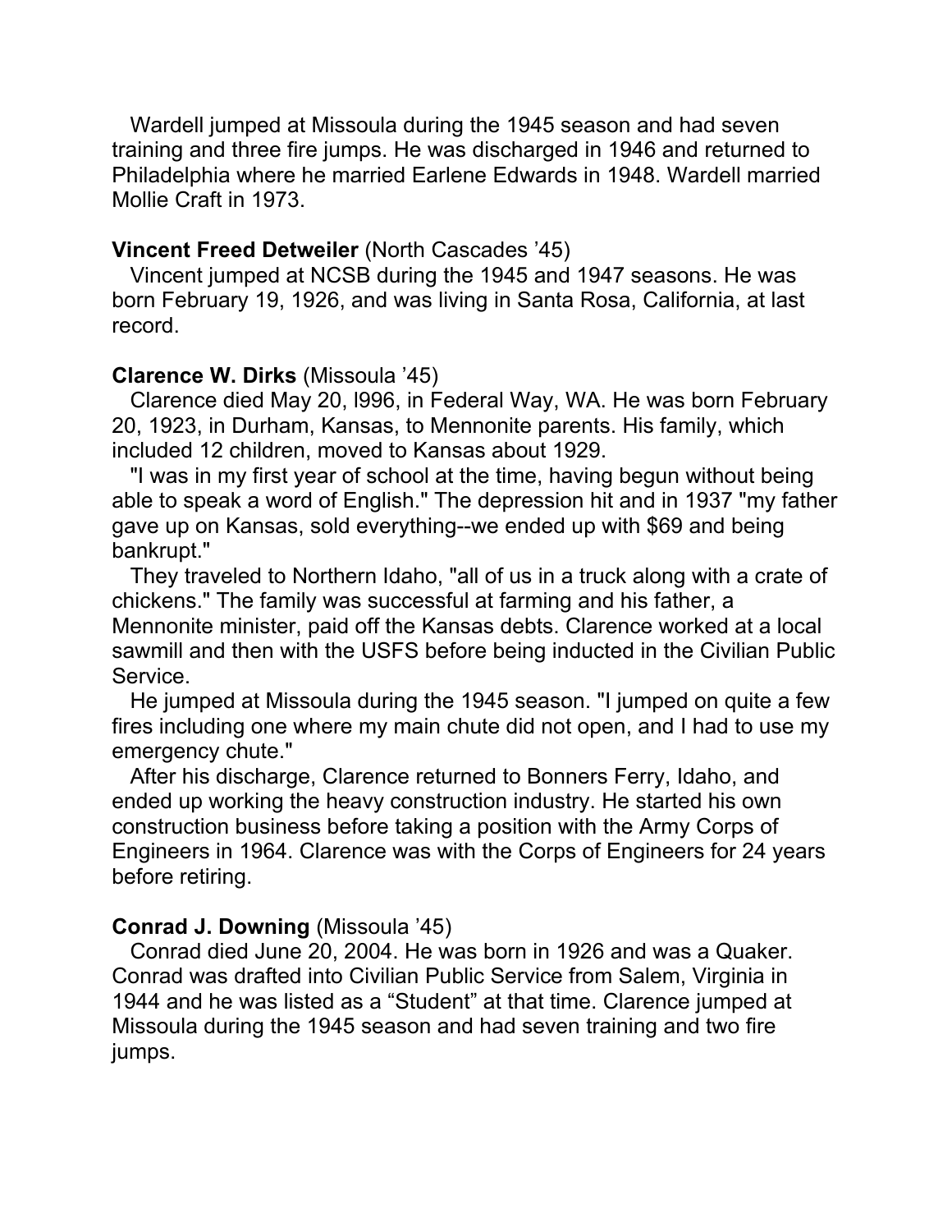Wardell jumped at Missoula during the 1945 season and had seven training and three fire jumps. He was discharged in 1946 and returned to Philadelphia where he married Earlene Edwards in 1948. Wardell married Mollie Craft in 1973.

**Vincent Freed Detweiler** (North Cascades ’45)

Vincent jumped at NCSB during the 1945 and 1947 seasons. He was born February 19, 1926, and was living in Santa Rosa, California, at last record.

**Clarence W. Dirks** (Missoula ’45)

Clarence died May 20, l996, in Federal Way, WA. He was born February 20, 1923, in Durham, Kansas, to Mennonite parents. His family, which included 12 children, moved to Kansas about 1929.

"I was in my first year of school at the time, having begun without being able to speak a word of English." The depression hit and in 1937 "my father gave up on Kansas, sold everything--we ended up with $69 and being bankrupt."

They traveled to Northern Idaho, "all of us in a truck along with a crate of chickens." The family was successful at farming and his father, a Mennonite minister, paid off the Kansas debts. Clarence worked at a local sawmill and then with the USFS before being inducted in the Civilian Public Service.

He jumped at Missoula during the 1945 season. "I jumped on quite a few fires including one where my main chute did not open, and I had to use my emergency chute."

After his discharge, Clarence returned to Bonners Ferry, Idaho, and ended up working the heavy construction industry. He started his own construction business before taking a position with the Army Corps of Engineers in 1964. Clarence was with the Corps of Engineers for 24 years before retiring.

**Conrad J. Downing** (Missoula ’45)

Conrad died June 20, 2004. He was born in 1926 and was a Quaker. Conrad was drafted into Civilian Public Service from Salem, Virginia in 1944 and he was listed as a “Student” at that time. Clarence jumped at Missoula during the 1945 season and had seven training and two fire jumps.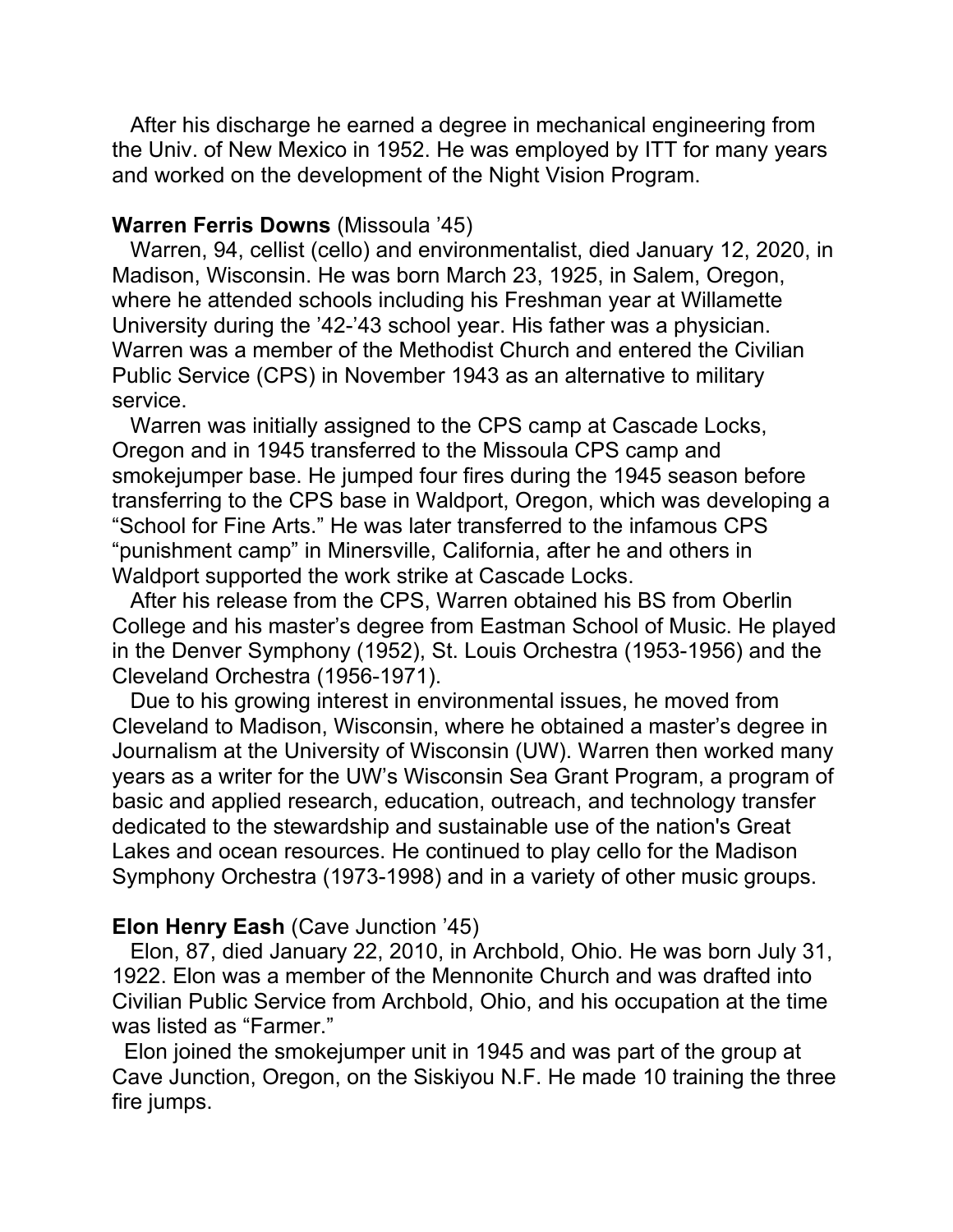After his discharge he earned a degree in mechanical engineering from the Univ. of New Mexico in 1952. He was employed by ITT for many years and worked on the development of the Night Vision Program.

**Warren Ferris Downs** (Missoula '45)

Warren, 94, cellist (cello) and environmentalist, died January 12, 2020, in Madison, Wisconsin. He was born March 23, 1925, in Salem, Oregon, where he attended schools including his Freshman year at Willamette University during the '42-'43 school year. His father was a physician. Warren was a member of the Methodist Church and entered the Civilian Public Service (CPS) in November 1943 as an alternative to military service.

Warren was initially assigned to the CPS camp at Cascade Locks, Oregon and in 1945 transferred to the Missoula CPS camp and smokejumper base. He jumped four fires during the 1945 season before transferring to the CPS base in Waldport, Oregon, which was developing a "School for Fine Arts." He was later transferred to the infamous CPS "punishment camp" in Minersville, California, after he and others in Waldport supported the work strike at Cascade Locks.

After his release from the CPS, Warren obtained his BS from Oberlin College and his master's degree from Eastman School of Music. He played in the Denver Symphony (1952), St. Louis Orchestra (1953-1956) and the Cleveland Orchestra (1956-1971).

Due to his growing interest in environmental issues, he moved from Cleveland to Madison, Wisconsin, where he obtained a master's degree in Journalism at the University of Wisconsin (UW). Warren then worked many years as a writer for the UW's Wisconsin Sea Grant Program, a program of basic and applied research, education, outreach, and technology transfer dedicated to the stewardship and sustainable use of the nation's Great Lakes and ocean resources. He continued to play cello for the Madison Symphony Orchestra (1973-1998) and in a variety of other music groups.

**Elon Henry Eash** (Cave Junction '45)

Elon, 87, died January 22, 2010, in Archbold, Ohio. He was born July 31, 1922. Elon was a member of the Mennonite Church and was drafted into Civilian Public Service from Archbold, Ohio, and his occupation at the time was listed as "Farmer."

Elon joined the smokejumper unit in 1945 and was part of the group at Cave Junction, Oregon, on the Siskiyou N.F. He made 10 training the three fire jumps.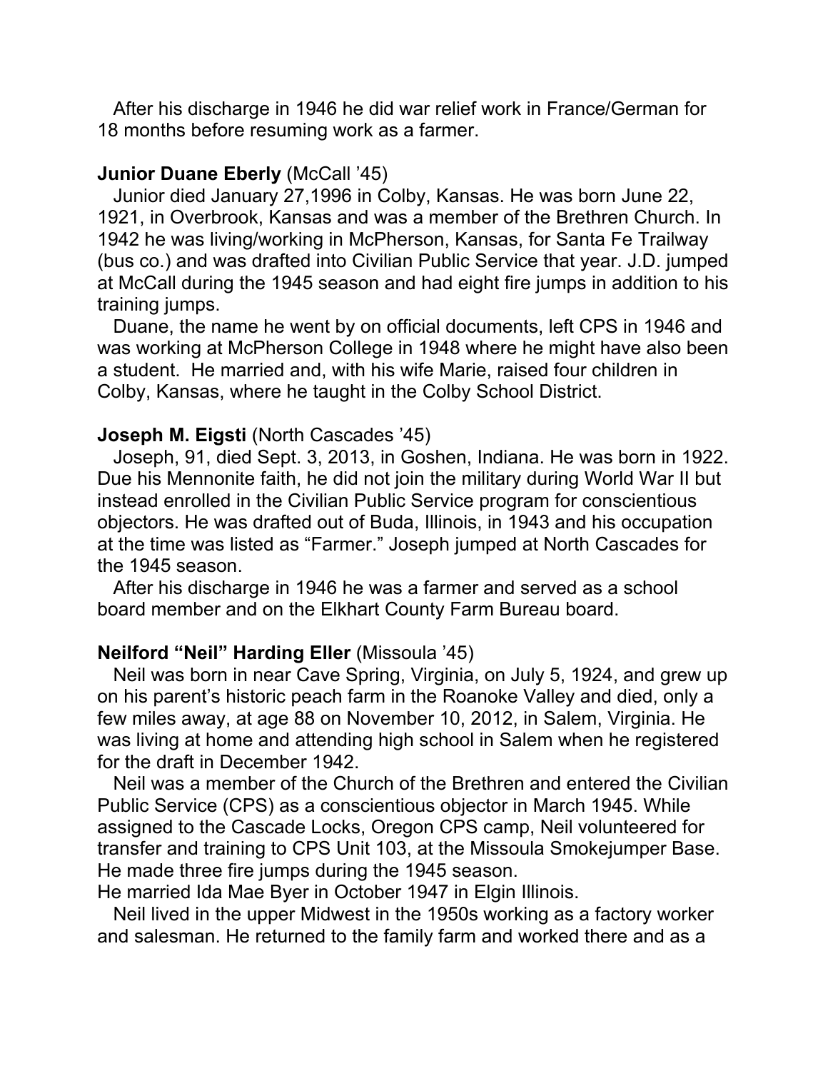After his discharge in 1946 he did war relief work in France/German for 18 months before resuming work as a farmer.

**Junior Duane Eberly** (McCall '45)

Junior died January 27,1996 in Colby, Kansas. He was born June 22, 1921, in Overbrook, Kansas and was a member of the Brethren Church. In 1942 he was living/working in McPherson, Kansas, for Santa Fe Trailway (bus co.) and was drafted into Civilian Public Service that year. J.D. jumped at McCall during the 1945 season and had eight fire jumps in addition to his training jumps.

Duane, the name he went by on official documents, left CPS in 1946 and was working at McPherson College in 1948 where he might have also been a student. He married and, with his wife Marie, raised four children in Colby, Kansas, where he taught in the Colby School District.

**Joseph M. Eigsti** (North Cascades '45)

Joseph, 91, died Sept. 3, 2013, in Goshen, Indiana. He was born in 1922. Due his Mennonite faith, he did not join the military during World War II but instead enrolled in the Civilian Public Service program for conscientious objectors. He was drafted out of Buda, Illinois, in 1943 and his occupation at the time was listed as "Farmer." Joseph jumped at North Cascades for the 1945 season.

After his discharge in 1946 he was a farmer and served as a school board member and on the Elkhart County Farm Bureau board.

**Neilford "Neil" Harding Eller** (Missoula '45)

Neil was born in near Cave Spring, Virginia, on July 5, 1924, and grew up on his parent's historic peach farm in the Roanoke Valley and died, only a few miles away, at age 88 on November 10, 2012, in Salem, Virginia. He was living at home and attending high school in Salem when he registered for the draft in December 1942.

Neil was a member of the Church of the Brethren and entered the Civilian Public Service (CPS) as a conscientious objector in March 1945. While assigned to the Cascade Locks, Oregon CPS camp, Neil volunteered for transfer and training to CPS Unit 103, at the Missoula Smokejumper Base. He made three fire jumps during the 1945 season.
He married Ida Mae Byer in October 1947 in Elgin Illinois.

Neil lived in the upper Midwest in the 1950s working as a factory worker and salesman. He returned to the family farm and worked there and as a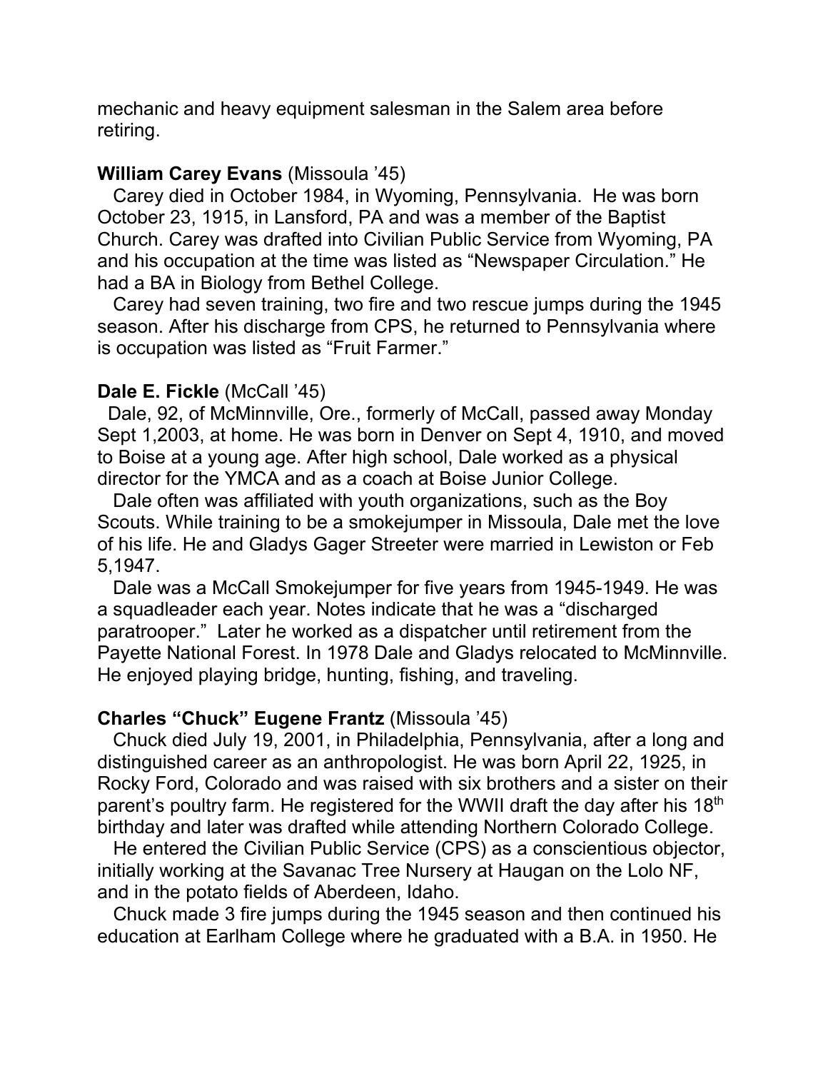mechanic and heavy equipment salesman in the Salem area before retiring.

**William Carey Evans** (Missoula '45)

Carey died in October 1984, in Wyoming, Pennsylvania. He was born October 23, 1915, in Lansford, PA and was a member of the Baptist Church. Carey was drafted into Civilian Public Service from Wyoming, PA and his occupation at the time was listed as "Newspaper Circulation." He had a BA in Biology from Bethel College.

Carey had seven training, two fire and two rescue jumps during the 1945 season. After his discharge from CPS, he returned to Pennsylvania where is occupation was listed as "Fruit Farmer."

**Dale E. Fickle** (McCall '45)

Dale, 92, of McMinnville, Ore., formerly of McCall, passed away Monday Sept 1,2003, at home. He was born in Denver on Sept 4, 1910, and moved to Boise at a young age. After high school, Dale worked as a physical director for the YMCA and as a coach at Boise Junior College.

Dale often was affiliated with youth organizations, such as the Boy Scouts. While training to be a smokejumper in Missoula, Dale met the love of his life. He and Gladys Gager Streeter were married in Lewiston or Feb 5,1947.

Dale was a McCall Smokejumper for five years from 1945-1949. He was a squadleader each year. Notes indicate that he was a "discharged paratrooper." Later he worked as a dispatcher until retirement from the Payette National Forest. In 1978 Dale and Gladys relocated to McMinnville. He enjoyed playing bridge, hunting, fishing, and traveling.

**Charles "Chuck" Eugene Frantz** (Missoula '45)

Chuck died July 19, 2001, in Philadelphia, Pennsylvania, after a long and distinguished career as an anthropologist. He was born April 22, 1925, in Rocky Ford, Colorado and was raised with six brothers and a sister on their parent's poultry farm. He registered for the WWII draft the day after his 18th birthday and later was drafted while attending Northern Colorado College.

He entered the Civilian Public Service (CPS) as a conscientious objector, initially working at the Savanac Tree Nursery at Haugan on the Lolo NF, and in the potato fields of Aberdeen, Idaho.

Chuck made 3 fire jumps during the 1945 season and then continued his education at Earlham College where he graduated with a B.A. in 1950. He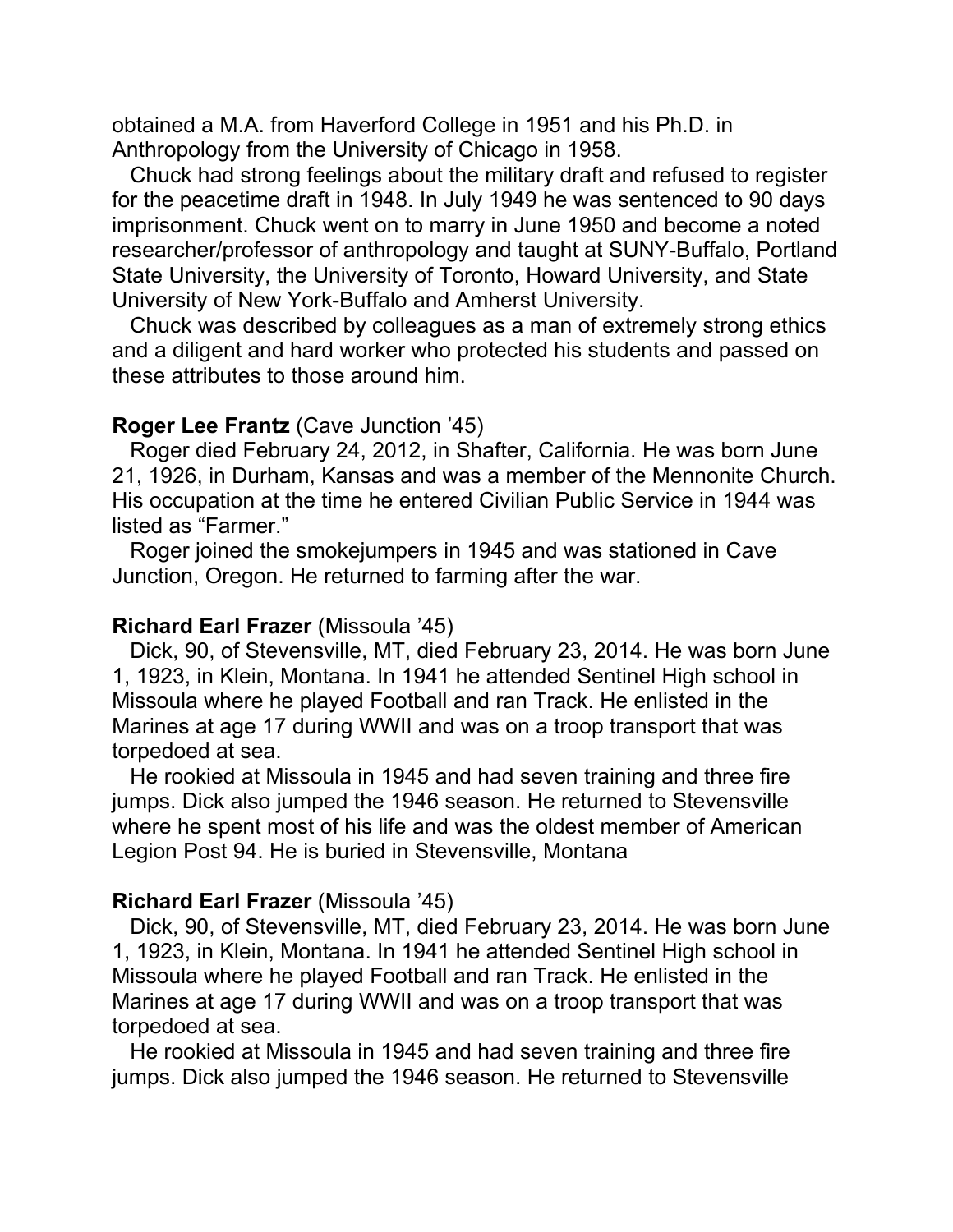obtained a M.A. from Haverford College in 1951 and his Ph.D. in Anthropology from the University of Chicago in 1958.

Chuck had strong feelings about the military draft and refused to register for the peacetime draft in 1948. In July 1949 he was sentenced to 90 days imprisonment. Chuck went on to marry in June 1950 and become a noted researcher/professor of anthropology and taught at SUNY-Buffalo, Portland State University, the University of Toronto, Howard University, and State University of New York-Buffalo and Amherst University.

Chuck was described by colleagues as a man of extremely strong ethics and a diligent and hard worker who protected his students and passed on these attributes to those around him.

**Roger Lee Frantz** (Cave Junction '45)

Roger died February 24, 2012, in Shafter, California. He was born June 21, 1926, in Durham, Kansas and was a member of the Mennonite Church. His occupation at the time he entered Civilian Public Service in 1944 was listed as "Farmer."

Roger joined the smokejumpers in 1945 and was stationed in Cave Junction, Oregon. He returned to farming after the war.

**Richard Earl Frazer** (Missoula '45)

Dick, 90, of Stevensville, MT, died February 23, 2014. He was born June 1, 1923, in Klein, Montana. In 1941 he attended Sentinel High school in Missoula where he played Football and ran Track. He enlisted in the Marines at age 17 during WWII and was on a troop transport that was torpedoed at sea.

He rookied at Missoula in 1945 and had seven training and three fire jumps. Dick also jumped the 1946 season. He returned to Stevensville where he spent most of his life and was the oldest member of American Legion Post 94. He is buried in Stevensville, Montana

**Richard Earl Frazer** (Missoula '45)

Dick, 90, of Stevensville, MT, died February 23, 2014. He was born June 1, 1923, in Klein, Montana. In 1941 he attended Sentinel High school in Missoula where he played Football and ran Track. He enlisted in the Marines at age 17 during WWII and was on a troop transport that was torpedoed at sea.

He rookied at Missoula in 1945 and had seven training and three fire jumps. Dick also jumped the 1946 season. He returned to Stevensville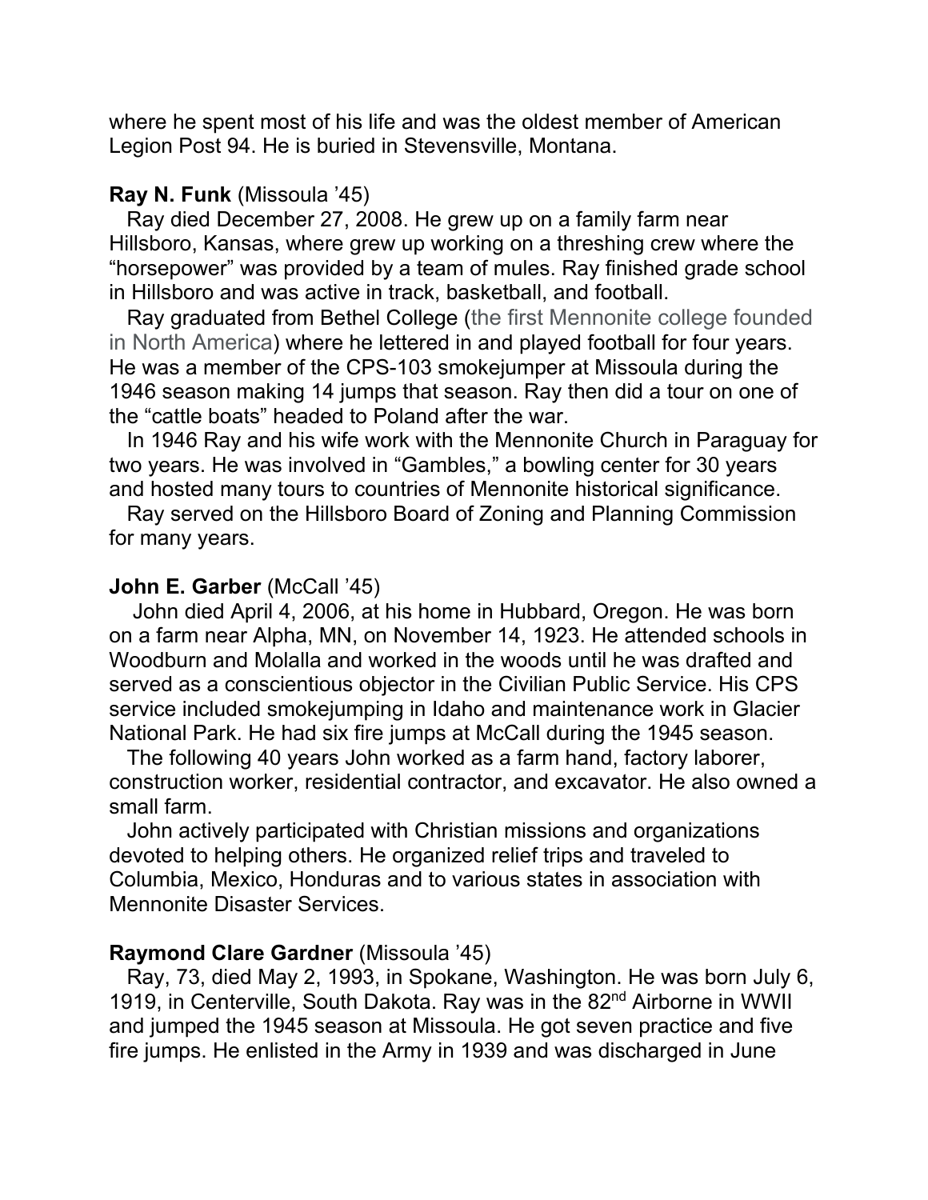where he spent most of his life and was the oldest member of American Legion Post 94. He is buried in Stevensville, Montana.

**Ray N. Funk** (Missoula '45)

Ray died December 27, 2008. He grew up on a family farm near Hillsboro, Kansas, where grew up working on a threshing crew where the "horsepower" was provided by a team of mules. Ray finished grade school in Hillsboro and was active in track, basketball, and football.

Ray graduated from Bethel College (the first Mennonite college founded in North America) where he lettered in and played football for four years. He was a member of the CPS-103 smokejumper at Missoula during the 1946 season making 14 jumps that season. Ray then did a tour on one of the "cattle boats" headed to Poland after the war.

In 1946 Ray and his wife work with the Mennonite Church in Paraguay for two years. He was involved in "Gambles," a bowling center for 30 years and hosted many tours to countries of Mennonite historical significance.

Ray served on the Hillsboro Board of Zoning and Planning Commission for many years.

**John E. Garber** (McCall '45)

John died April 4, 2006, at his home in Hubbard, Oregon. He was born on a farm near Alpha, MN, on November 14, 1923. He attended schools in Woodburn and Molalla and worked in the woods until he was drafted and served as a conscientious objector in the Civilian Public Service. His CPS service included smokejumping in Idaho and maintenance work in Glacier National Park. He had six fire jumps at McCall during the 1945 season.

The following 40 years John worked as a farm hand, factory laborer, construction worker, residential contractor, and excavator. He also owned a small farm.

John actively participated with Christian missions and organizations devoted to helping others. He organized relief trips and traveled to Columbia, Mexico, Honduras and to various states in association with Mennonite Disaster Services.

**Raymond Clare Gardner** (Missoula '45)

Ray, 73, died May 2, 1993, in Spokane, Washington. He was born July 6, 1919, in Centerville, South Dakota. Ray was in the 82nd Airborne in WWII and jumped the 1945 season at Missoula. He got seven practice and five fire jumps. He enlisted in the Army in 1939 and was discharged in June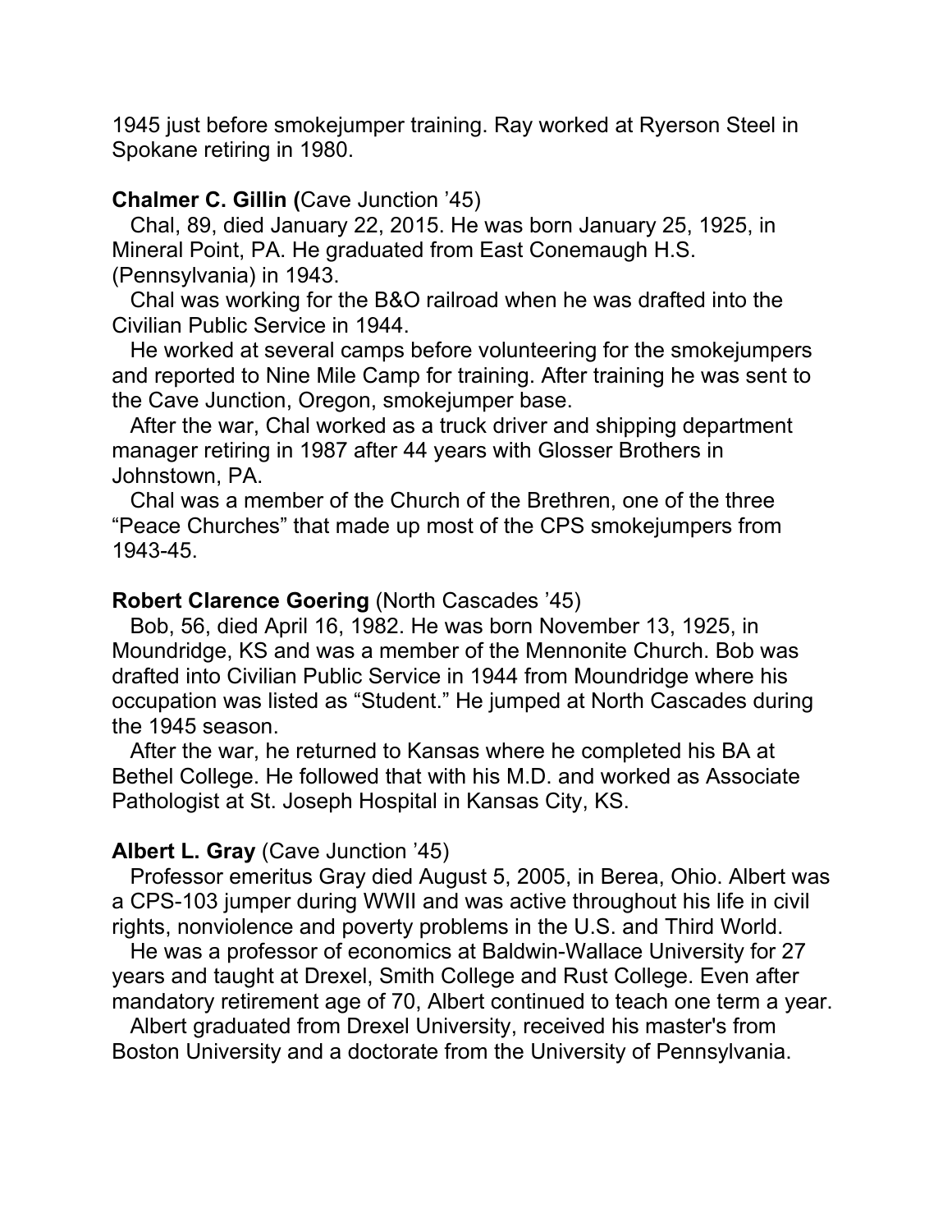1945 just before smokejumper training. Ray worked at Ryerson Steel in Spokane retiring in 1980.

**Chalmer C. Gillin (**Cave Junction ’45)

Chal, 89, died January 22, 2015. He was born January 25, 1925, in Mineral Point, PA. He graduated from East Conemaugh H.S. (Pennsylvania) in 1943.

Chal was working for the B&O railroad when he was drafted into the Civilian Public Service in 1944.

He worked at several camps before volunteering for the smokejumpers and reported to Nine Mile Camp for training. After training he was sent to the Cave Junction, Oregon, smokejumper base.

After the war, Chal worked as a truck driver and shipping department manager retiring in 1987 after 44 years with Glosser Brothers in Johnstown, PA.

Chal was a member of the Church of the Brethren, one of the three “Peace Churches” that made up most of the CPS smokejumpers from 1943-45.

**Robert Clarence Goering** (North Cascades ’45)

Bob, 56, died April 16, 1982. He was born November 13, 1925, in Moundridge, KS and was a member of the Mennonite Church. Bob was drafted into Civilian Public Service in 1944 from Moundridge where his occupation was listed as “Student.” He jumped at North Cascades during the 1945 season.

After the war, he returned to Kansas where he completed his BA at Bethel College. He followed that with his M.D. and worked as Associate Pathologist at St. Joseph Hospital in Kansas City, KS.

**Albert L. Gray** (Cave Junction ’45)

Professor emeritus Gray died August 5, 2005, in Berea, Ohio. Albert was a CPS-103 jumper during WWII and was active throughout his life in civil rights, nonviolence and poverty problems in the U.S. and Third World.

He was a professor of economics at Baldwin-Wallace University for 27 years and taught at Drexel, Smith College and Rust College. Even after mandatory retirement age of 70, Albert continued to teach one term a year.

Albert graduated from Drexel University, received his master's from Boston University and a doctorate from the University of Pennsylvania.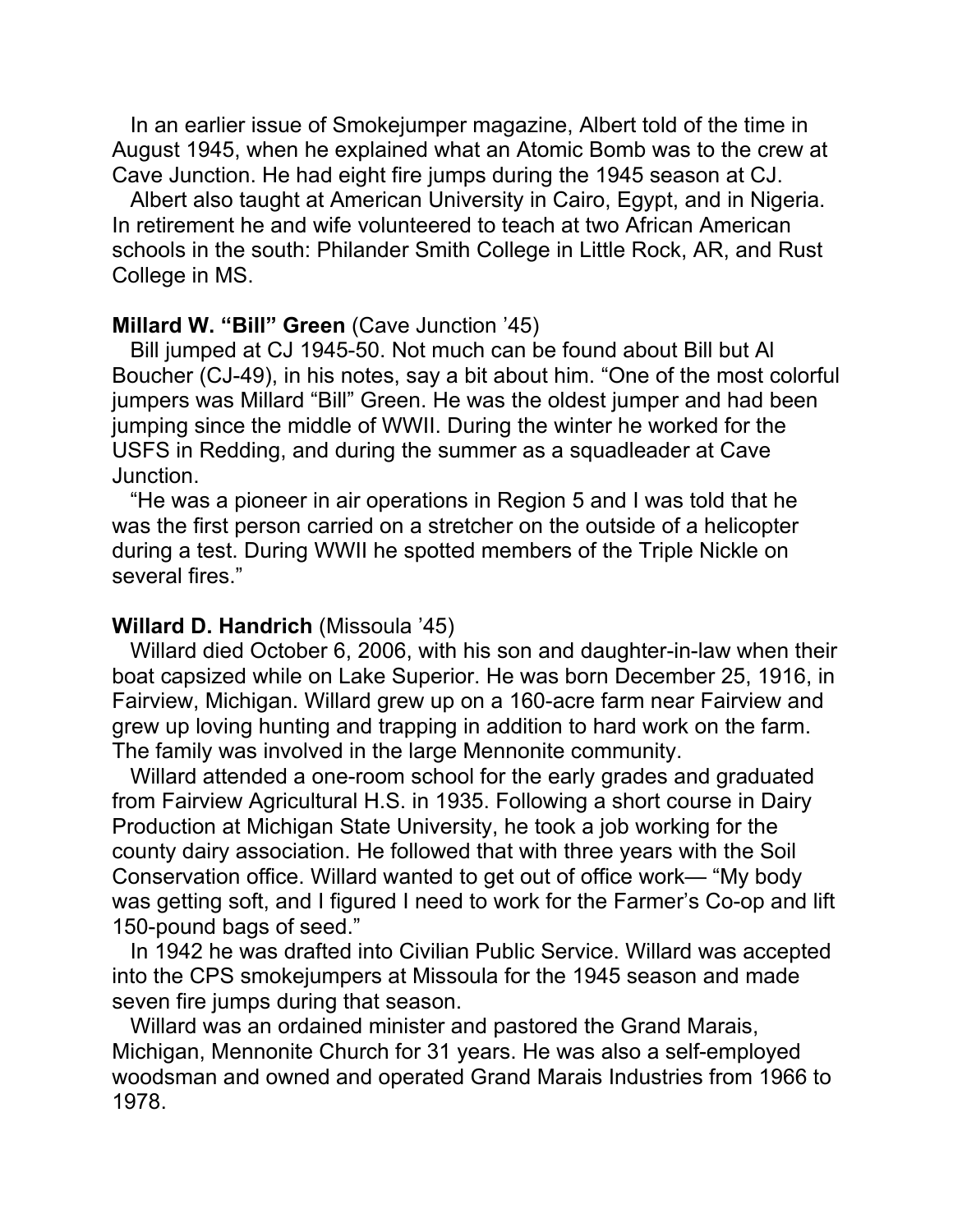In an earlier issue of Smokejumper magazine, Albert told of the time in August 1945, when he explained what an Atomic Bomb was to the crew at Cave Junction. He had eight fire jumps during the 1945 season at CJ.

Albert also taught at American University in Cairo, Egypt, and in Nigeria. In retirement he and wife volunteered to teach at two African American schools in the south: Philander Smith College in Little Rock, AR, and Rust College in MS.

**Millard W. "Bill" Green** (Cave Junction '45)

Bill jumped at CJ 1945-50. Not much can be found about Bill but Al Boucher (CJ-49), in his notes, say a bit about him. "One of the most colorful jumpers was Millard "Bill" Green. He was the oldest jumper and had been jumping since the middle of WWII. During the winter he worked for the USFS in Redding, and during the summer as a squadleader at Cave Junction.

"He was a pioneer in air operations in Region 5 and I was told that he was the first person carried on a stretcher on the outside of a helicopter during a test. During WWII he spotted members of the Triple Nickle on several fires."

**Willard D. Handrich** (Missoula '45)

Willard died October 6, 2006, with his son and daughter-in-law when their boat capsized while on Lake Superior. He was born December 25, 1916, in Fairview, Michigan. Willard grew up on a 160-acre farm near Fairview and grew up loving hunting and trapping in addition to hard work on the farm. The family was involved in the large Mennonite community.

Willard attended a one-room school for the early grades and graduated from Fairview Agricultural H.S. in 1935. Following a short course in Dairy Production at Michigan State University, he took a job working for the county dairy association. He followed that with three years with the Soil Conservation office. Willard wanted to get out of office work— "My body was getting soft, and I figured I need to work for the Farmer's Co-op and lift 150-pound bags of seed."

In 1942 he was drafted into Civilian Public Service. Willard was accepted into the CPS smokejumpers at Missoula for the 1945 season and made seven fire jumps during that season.

Willard was an ordained minister and pastored the Grand Marais, Michigan, Mennonite Church for 31 years. He was also a self-employed woodsman and owned and operated Grand Marais Industries from 1966 to 1978.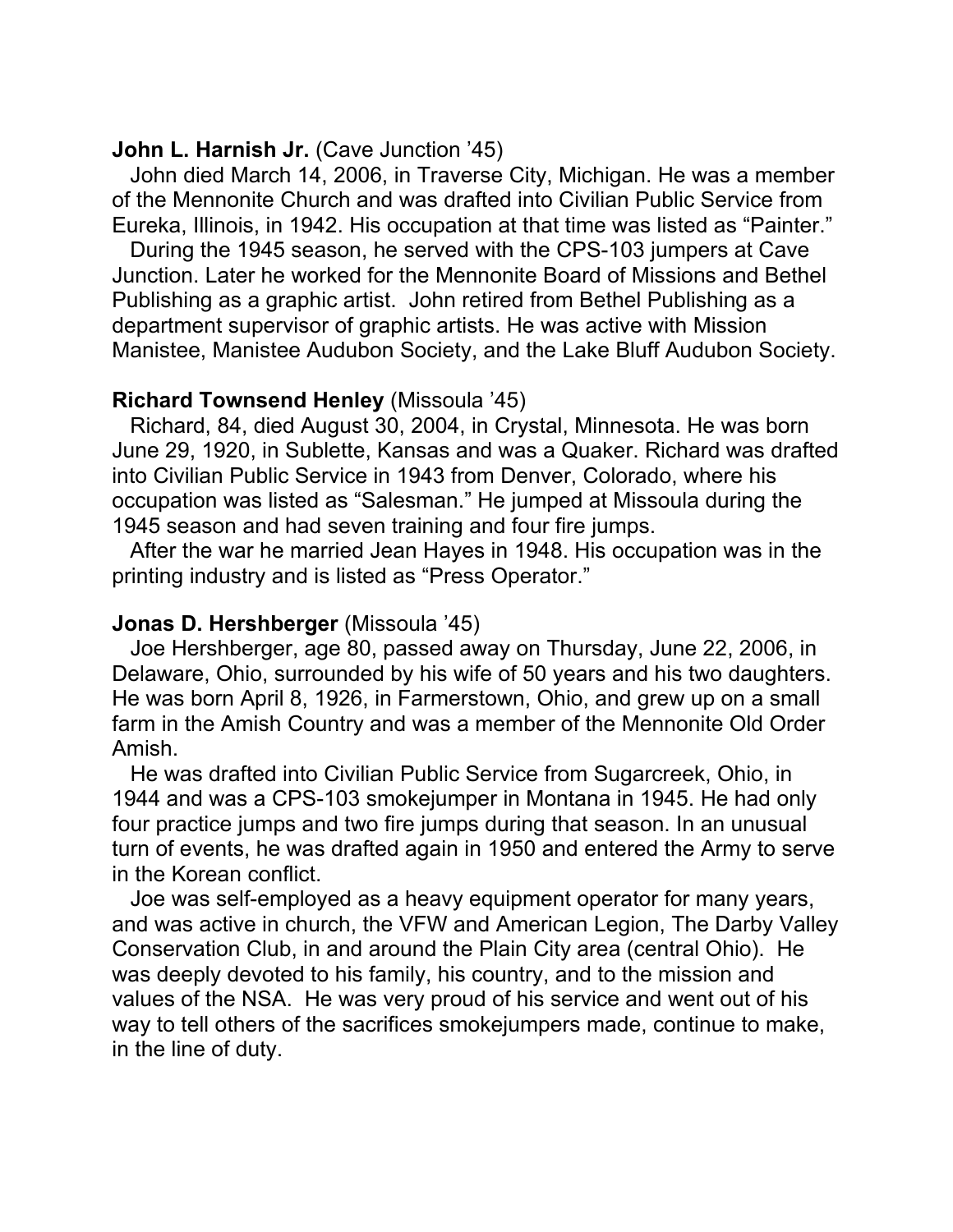**John L. Harnish Jr.** (Cave Junction '45)

John died March 14, 2006, in Traverse City, Michigan. He was a member of the Mennonite Church and was drafted into Civilian Public Service from Eureka, Illinois, in 1942. His occupation at that time was listed as "Painter."

During the 1945 season, he served with the CPS-103 jumpers at Cave Junction. Later he worked for the Mennonite Board of Missions and Bethel Publishing as a graphic artist. John retired from Bethel Publishing as a department supervisor of graphic artists. He was active with Mission Manistee, Manistee Audubon Society, and the Lake Bluff Audubon Society.

**Richard Townsend Henley** (Missoula '45)

Richard, 84, died August 30, 2004, in Crystal, Minnesota. He was born June 29, 1920, in Sublette, Kansas and was a Quaker. Richard was drafted into Civilian Public Service in 1943 from Denver, Colorado, where his occupation was listed as "Salesman." He jumped at Missoula during the 1945 season and had seven training and four fire jumps.

After the war he married Jean Hayes in 1948. His occupation was in the printing industry and is listed as "Press Operator."

**Jonas D. Hershberger** (Missoula '45)

Joe Hershberger, age 80, passed away on Thursday, June 22, 2006, in Delaware, Ohio, surrounded by his wife of 50 years and his two daughters. He was born April 8, 1926, in Farmerstown, Ohio, and grew up on a small farm in the Amish Country and was a member of the Mennonite Old Order Amish.

He was drafted into Civilian Public Service from Sugarcreek, Ohio, in 1944 and was a CPS-103 smokejumper in Montana in 1945. He had only four practice jumps and two fire jumps during that season. In an unusual turn of events, he was drafted again in 1950 and entered the Army to serve in the Korean conflict.

Joe was self-employed as a heavy equipment operator for many years, and was active in church, the VFW and American Legion, The Darby Valley Conservation Club, in and around the Plain City area (central Ohio). He was deeply devoted to his family, his country, and to the mission and values of the NSA. He was very proud of his service and went out of his way to tell others of the sacrifices smokejumpers made, continue to make, in the line of duty.